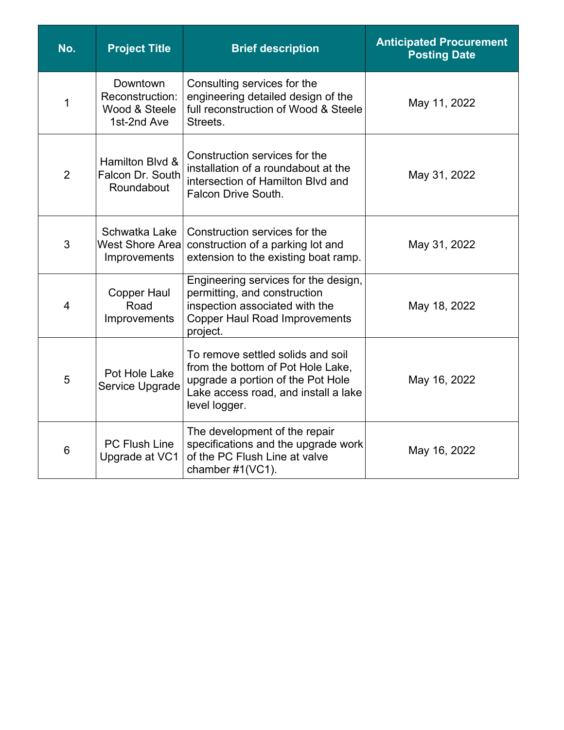| No. | Project Title | Brief description | Anticipated Procurement Posting Date |
|---|---|---|---|
| 1 | Downtown Reconstruction: Wood & Steele 1st-2nd Ave | Consulting services for the engineering detailed design of the full reconstruction of Wood & Steele Streets. | May 11, 2022 |
| 2 | Hamilton Blvd & Falcon Dr. South Roundabout | Construction services for the installation of a roundabout at the intersection of Hamilton Blvd and Falcon Drive South. | May 31, 2022 |
| 3 | Schwatka Lake West Shore Area Improvements | Construction services for the construction of a parking lot and extension to the existing boat ramp. | May 31, 2022 |
| 4 | Copper Haul Road Improvements | Engineering services for the design, permitting, and construction inspection associated with the Copper Haul Road Improvements project. | May 18, 2022 |
| 5 | Pot Hole Lake Service Upgrade | To remove settled solids and soil from the bottom of Pot Hole Lake, upgrade a portion of the Pot Hole Lake access road, and install a lake level logger. | May 16, 2022 |
| 6 | PC Flush Line Upgrade at VC1 | The development of the repair specifications and the upgrade work of the PC Flush Line at valve chamber #1(VC1). | May 16, 2022 |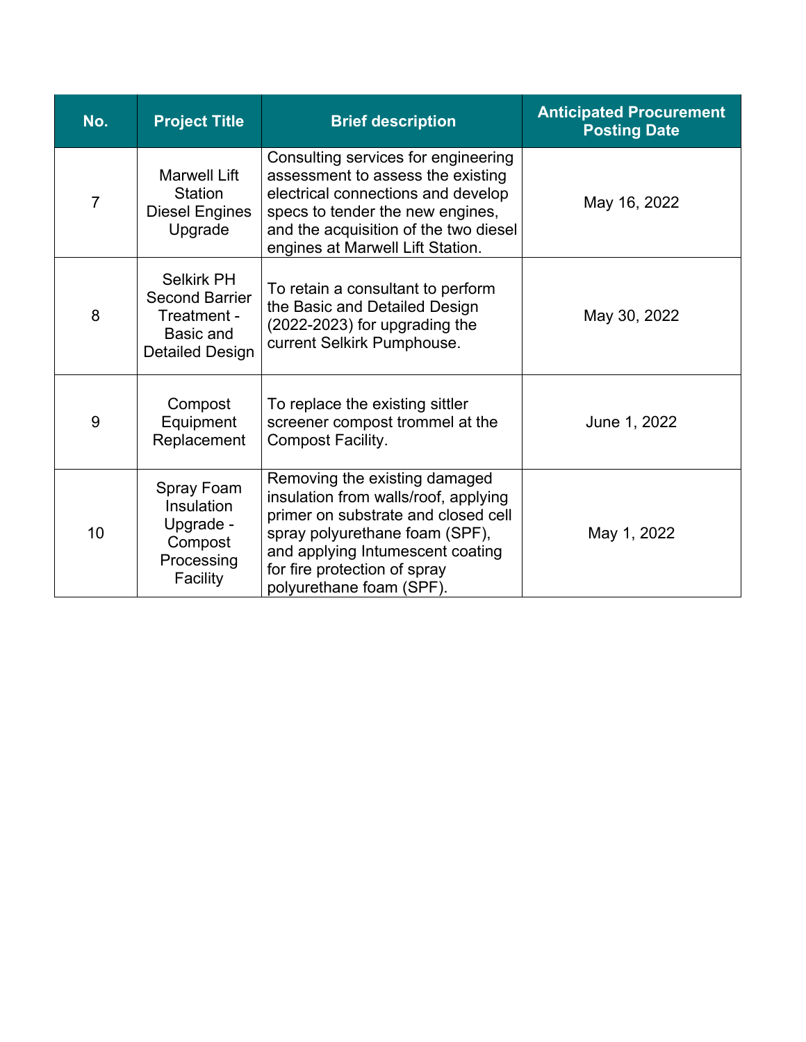| No. | Project Title | Brief description | Anticipated Procurement Posting Date |
|---|---|---|---|
| 7 | Marwell Lift Station Diesel Engines Upgrade | Consulting services for engineering assessment to assess the existing electrical connections and develop specs to tender the new engines, and the acquisition of the two diesel engines at Marwell Lift Station. | May 16, 2022 |
| 8 | Selkirk PH Second Barrier Treatment - Basic and Detailed Design | To retain a consultant to perform the Basic and Detailed Design (2022-2023) for upgrading the current Selkirk Pumphouse. | May 30, 2022 |
| 9 | Compost Equipment Replacement | To replace the existing sittler screener compost trommel at the Compost Facility. | June 1, 2022 |
| 10 | Spray Foam Insulation Upgrade - Compost Processing Facility | Removing the existing damaged insulation from walls/roof, applying primer on substrate and closed cell spray polyurethane foam (SPF), and applying Intumescent coating for fire protection of spray polyurethane foam (SPF). | May 1, 2022 |